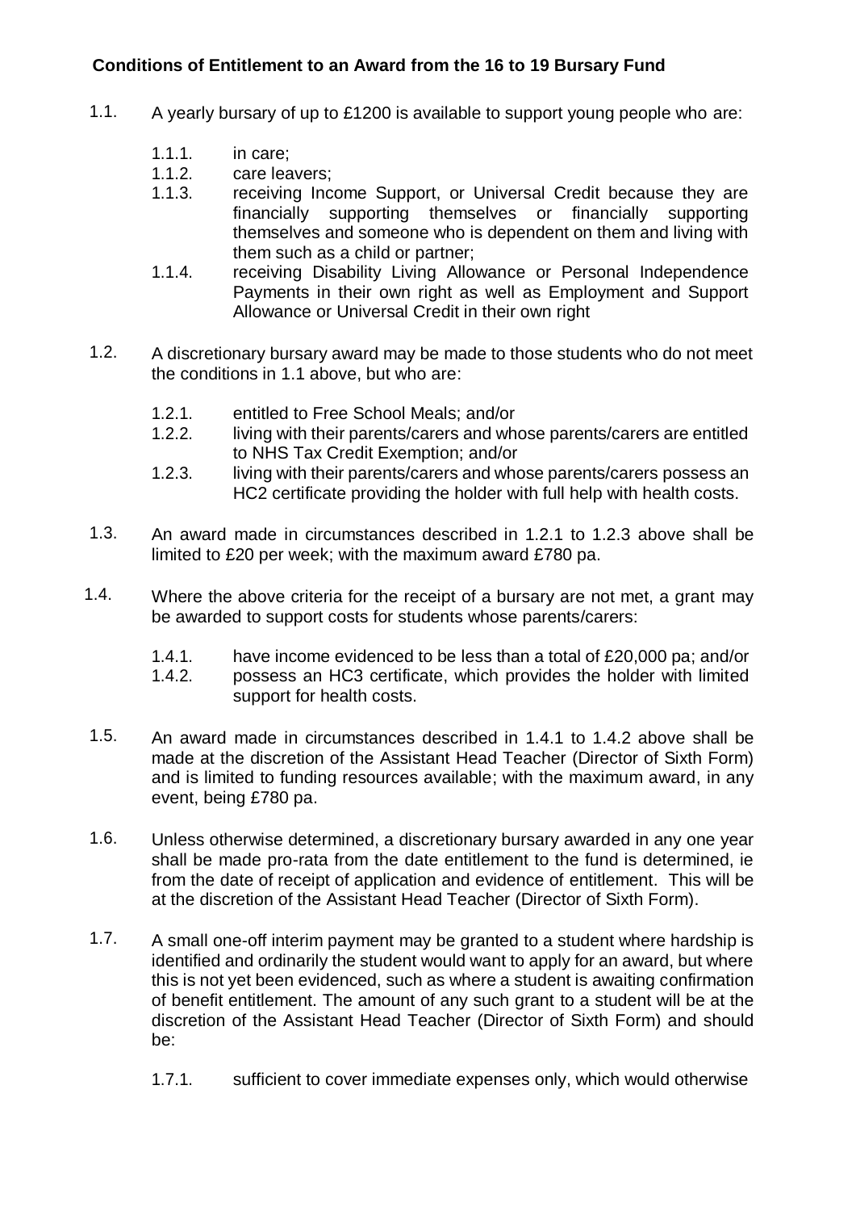**Conditions of Entitlement to an Award from the 16 to 19 Bursary Fund**

1.1. A yearly bursary of up to £1200 is available to support young people who are:

- 1.1.1. in care;
- 1.1.2. care leavers;
- 1.1.3. receiving Income Support, or Universal Credit because they are financially supporting themselves or financially supporting themselves and someone who is dependent on them and living with them such as a child or partner;
- 1.1.4. receiving Disability Living Allowance or Personal Independence Payments in their own right as well as Employment and Support Allowance or Universal Credit in their own right

1.2. A discretionary bursary award may be made to those students who do not meet the conditions in 1.1 above, but who are:

- 1.2.1. entitled to Free School Meals; and/or
- 1.2.2. living with their parents/carers and whose parents/carers are entitled to NHS Tax Credit Exemption; and/or
- 1.2.3. living with their parents/carers and whose parents/carers possess an HC2 certificate providing the holder with full help with health costs.

1.3. An award made in circumstances described in 1.2.1 to 1.2.3 above shall be limited to £20 per week; with the maximum award £780 pa.

1.4. Where the above criteria for the receipt of a bursary are not met, a grant may be awarded to support costs for students whose parents/carers:

- 1.4.1. have income evidenced to be less than a total of £20,000 pa; and/or
- 1.4.2. possess an HC3 certificate, which provides the holder with limited support for health costs.

1.5. An award made in circumstances described in 1.4.1 to 1.4.2 above shall be made at the discretion of the Assistant Head Teacher (Director of Sixth Form) and is limited to funding resources available; with the maximum award, in any event, being £780 pa.

1.6. Unless otherwise determined, a discretionary bursary awarded in any one year shall be made pro-rata from the date entitlement to the fund is determined, ie from the date of receipt of application and evidence of entitlement. This will be at the discretion of the Assistant Head Teacher (Director of Sixth Form).

1.7. A small one-off interim payment may be granted to a student where hardship is identified and ordinarily the student would want to apply for an award, but where this is not yet been evidenced, such as where a student is awaiting confirmation of benefit entitlement. The amount of any such grant to a student will be at the discretion of the Assistant Head Teacher (Director of Sixth Form) and should be:

- 1.7.1. sufficient to cover immediate expenses only, which would otherwise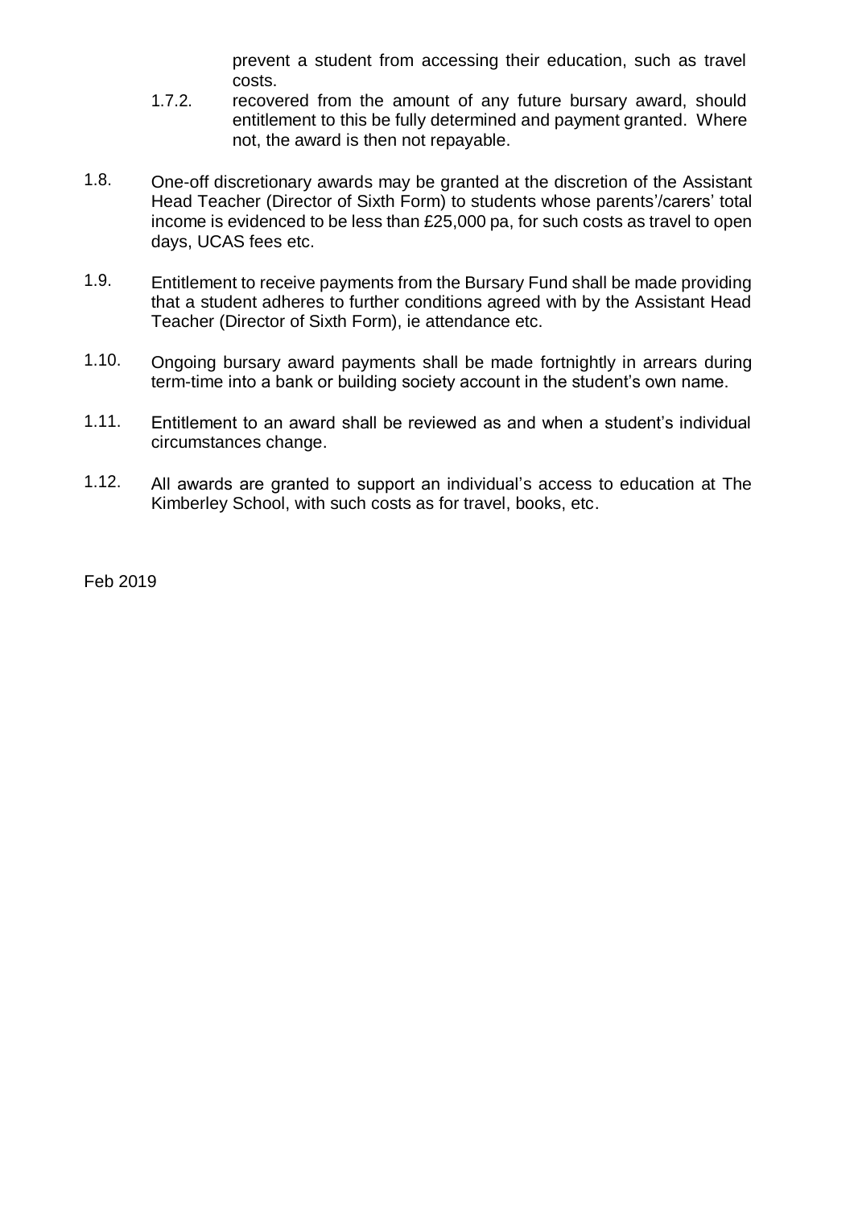prevent a student from accessing their education, such as travel costs.

1.7.2. recovered from the amount of any future bursary award, should entitlement to this be fully determined and payment granted. Where not, the award is then not repayable.

1.8. One-off discretionary awards may be granted at the discretion of the Assistant Head Teacher (Director of Sixth Form) to students whose parents'/carers' total income is evidenced to be less than £25,000 pa, for such costs as travel to open days, UCAS fees etc.

1.9. Entitlement to receive payments from the Bursary Fund shall be made providing that a student adheres to further conditions agreed with by the Assistant Head Teacher (Director of Sixth Form), ie attendance etc.

1.10. Ongoing bursary award payments shall be made fortnightly in arrears during term-time into a bank or building society account in the student's own name.

1.11. Entitlement to an award shall be reviewed as and when a student's individual circumstances change.

1.12. All awards are granted to support an individual's access to education at The Kimberley School, with such costs as for travel, books, etc.

Feb 2019